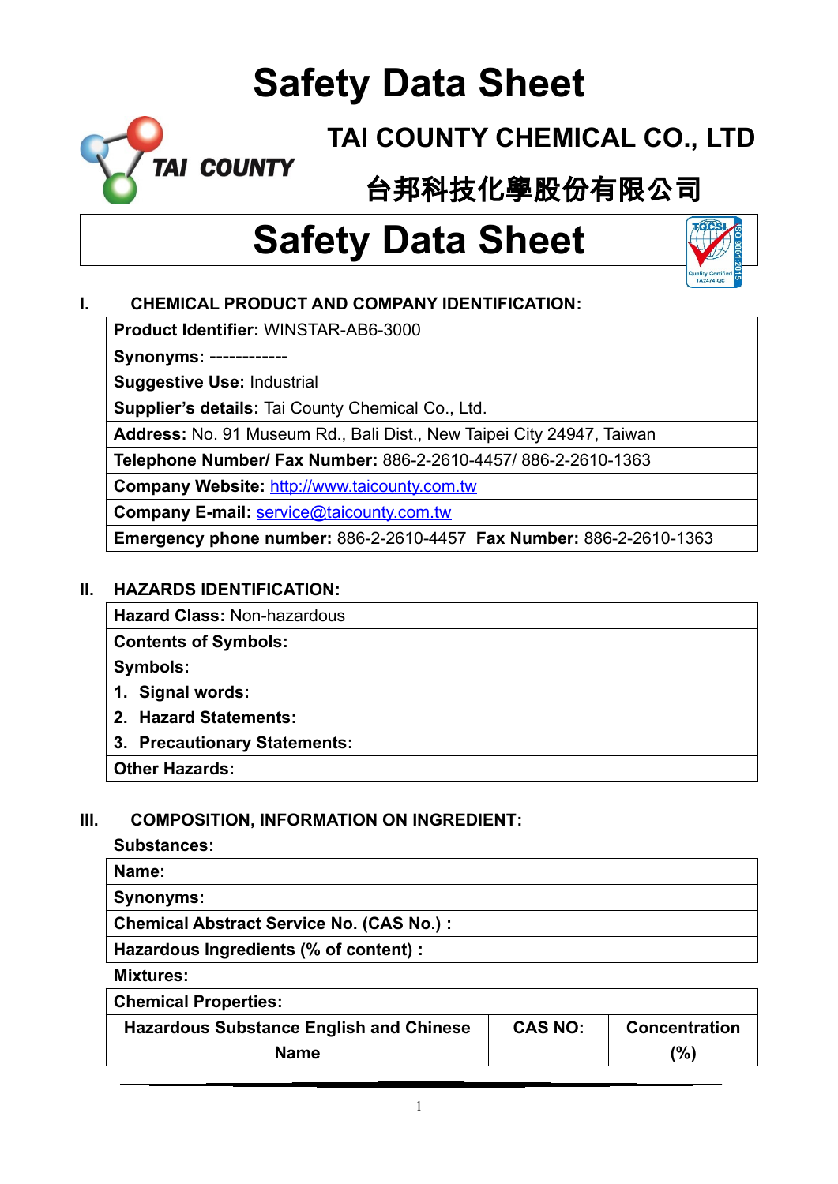# Safety Data Sheet

TAI COUNTY

## TAI COUNTY CHEMICAL CO., LTD

## 台邦科技化學股份有限公司

# Safety Data Sheet

## I. CHEMICAL PRODUCT AND COMPANY IDENTIFICATION:

| |
|---|
| **Product Identifier:** WINSTAR-AB6-3000 |
| **Synonyms:** ------------ |
| **Suggestive Use:** Industrial |
| **Supplier's details:** Tai County Chemical Co., Ltd. |
| **Address:** No. 91 Museum Rd., Bali Dist., New Taipei City 24947, Taiwan |
| **Telephone Number/ Fax Number:** 886-2-2610-4457/ 886-2-2610-1363 |
| **Company Website:** http://www.taicounty.com.tw |
| **Company E-mail:** service@taicounty.com.tw |
| **Emergency phone number:** 886-2-2610-4457 **Fax Number:** 886-2-2610-1363 |

## II. HAZARDS IDENTIFICATION:

| |
|---|
| **Hazard Class:** Non-hazardous |
| **Contents of Symbols:**<br>**Symbols:**<br>**1. Signal words:**<br>**2. Hazard Statements:**<br>**3. Precautionary Statements:** |
| **Other Hazards:** |

## III. COMPOSITION, INFORMATION ON INGREDIENT:

**Substances:**

| |
|---|
| **Name:** |
| **Synonyms:** |
| **Chemical Abstract Service No. (CAS No.) :** |
| **Hazardous Ingredients (% of content) :** |

**Mixtures:**

| **Chemical Properties:** | | |
|---|---|---|
| **Hazardous Substance English and Chinese Name** | **CAS NO:** | **Concentration (%)** |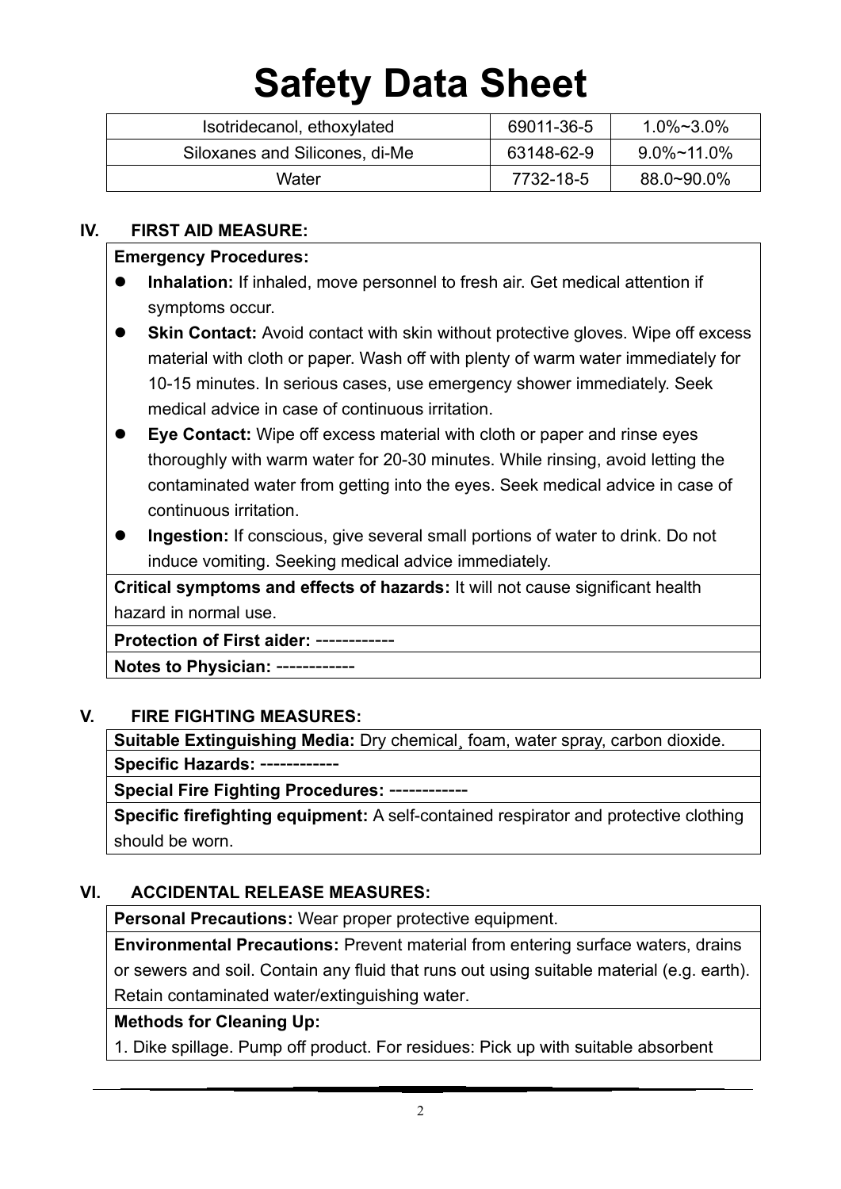# Safety Data Sheet

| Isotridecanol, ethoxylated | 69011-36-5 | 1.0%~3.0% |
|---|---|---|
| Siloxanes and Silicones, di-Me | 63148-62-9 | 9.0%~11.0% |
| Water | 7732-18-5 | 88.0~90.0% |

## IV. FIRST AID MEASURE:

**Emergency Procedures:**

- **Inhalation:** If inhaled, move personnel to fresh air. Get medical attention if symptoms occur.
- **Skin Contact:** Avoid contact with skin without protective gloves. Wipe off excess material with cloth or paper. Wash off with plenty of warm water immediately for 10-15 minutes. In serious cases, use emergency shower immediately. Seek medical advice in case of continuous irritation.
- **Eye Contact:** Wipe off excess material with cloth or paper and rinse eyes thoroughly with warm water for 20-30 minutes. While rinsing, avoid letting the contaminated water from getting into the eyes. Seek medical advice in case of continuous irritation.
- **Ingestion:** If conscious, give several small portions of water to drink. Do not induce vomiting. Seeking medical advice immediately.

**Critical symptoms and effects of hazards:** It will not cause significant health hazard in normal use.

**Protection of First aider:** ------------

**Notes to Physician:** ------------

## V. FIRE FIGHTING MEASURES:

**Suitable Extinguishing Media:** Dry chemical¸ foam, water spray, carbon dioxide.

**Specific Hazards:** ------------

**Special Fire Fighting Procedures:** ------------

**Specific firefighting equipment:** A self-contained respirator and protective clothing should be worn.

## VI. ACCIDENTAL RELEASE MEASURES:

**Personal Precautions:** Wear proper protective equipment.

**Environmental Precautions:** Prevent material from entering surface waters, drains or sewers and soil. Contain any fluid that runs out using suitable material (e.g. earth). Retain contaminated water/extinguishing water.

**Methods for Cleaning Up:**

1. Dike spillage. Pump off product. For residues: Pick up with suitable absorbent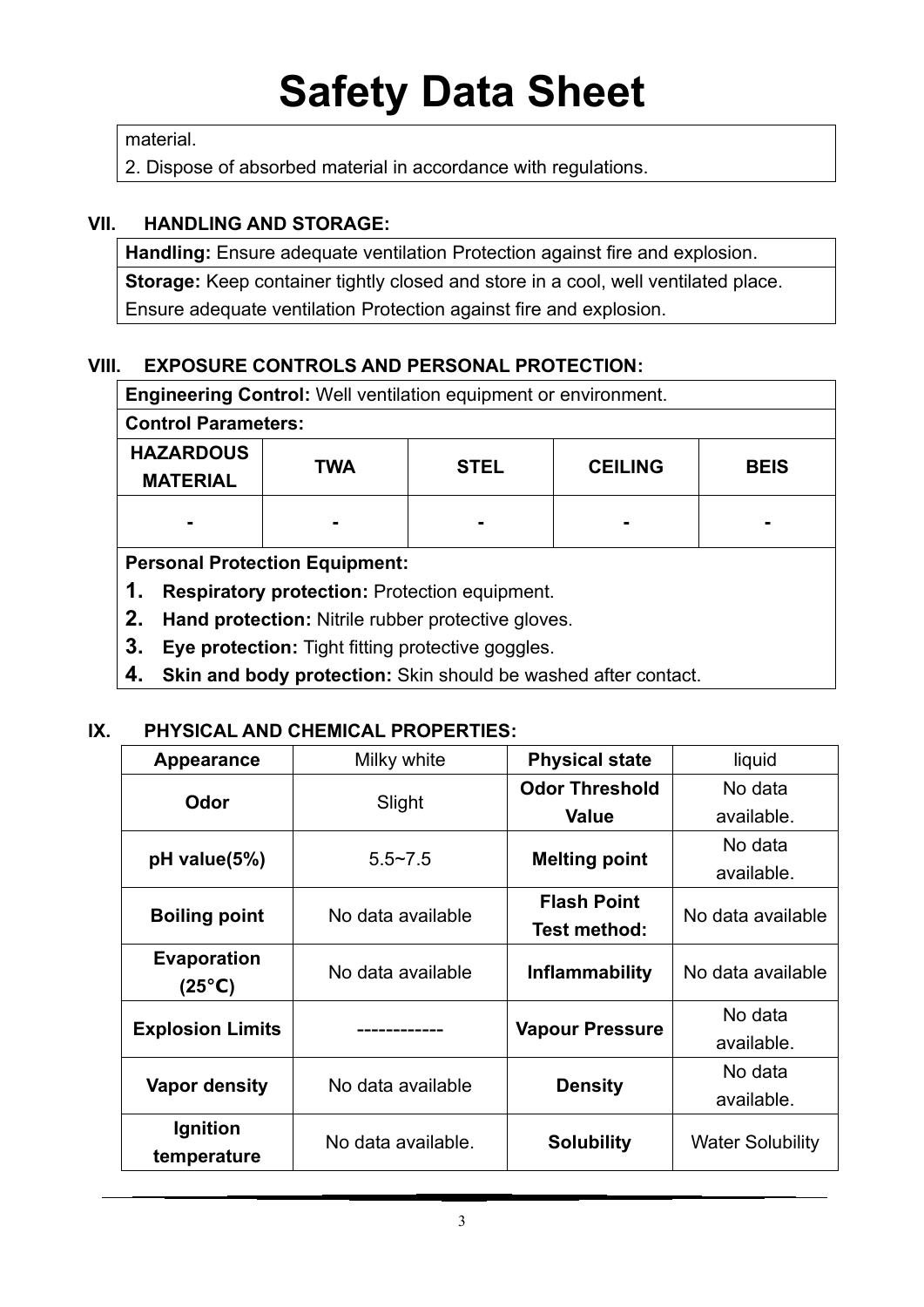# Safety Data Sheet

material.

2. Dispose of absorbed material in accordance with regulations.

## VII. HANDLING AND STORAGE:

**Handling:** Ensure adequate ventilation Protection against fire and explosion.

**Storage:** Keep container tightly closed and store in a cool, well ventilated place. Ensure adequate ventilation Protection against fire and explosion.

## VIII. EXPOSURE CONTROLS AND PERSONAL PROTECTION:

**Engineering Control:** Well ventilation equipment or environment.

**Control Parameters:**

| HAZARDOUS MATERIAL | TWA | STEL | CEILING | BEIS |
|---|---|---|---|---|
| - | - | - | - | - |

**Personal Protection Equipment:**

1. **Respiratory protection:** Protection equipment.
2. **Hand protection:** Nitrile rubber protective gloves.
3. **Eye protection:** Tight fitting protective goggles.
4. **Skin and body protection:** Skin should be washed after contact.

## IX. PHYSICAL AND CHEMICAL PROPERTIES:

| Appearance | Milky white | Physical state | liquid |
|---|---|---|---|
| Odor | Slight | Odor Threshold Value | No data available. |
| pH value(5%) | 5.5~7.5 | Melting point | No data available. |
| Boiling point | No data available | Flash Point Test method: | No data available |
| Evaporation (25°C) | No data available | Inflammability | No data available |
| Explosion Limits | ------------ | Vapour Pressure | No data available. |
| Vapor density | No data available | Density | No data available. |
| Ignition temperature | No data available. | Solubility | Water Solubility |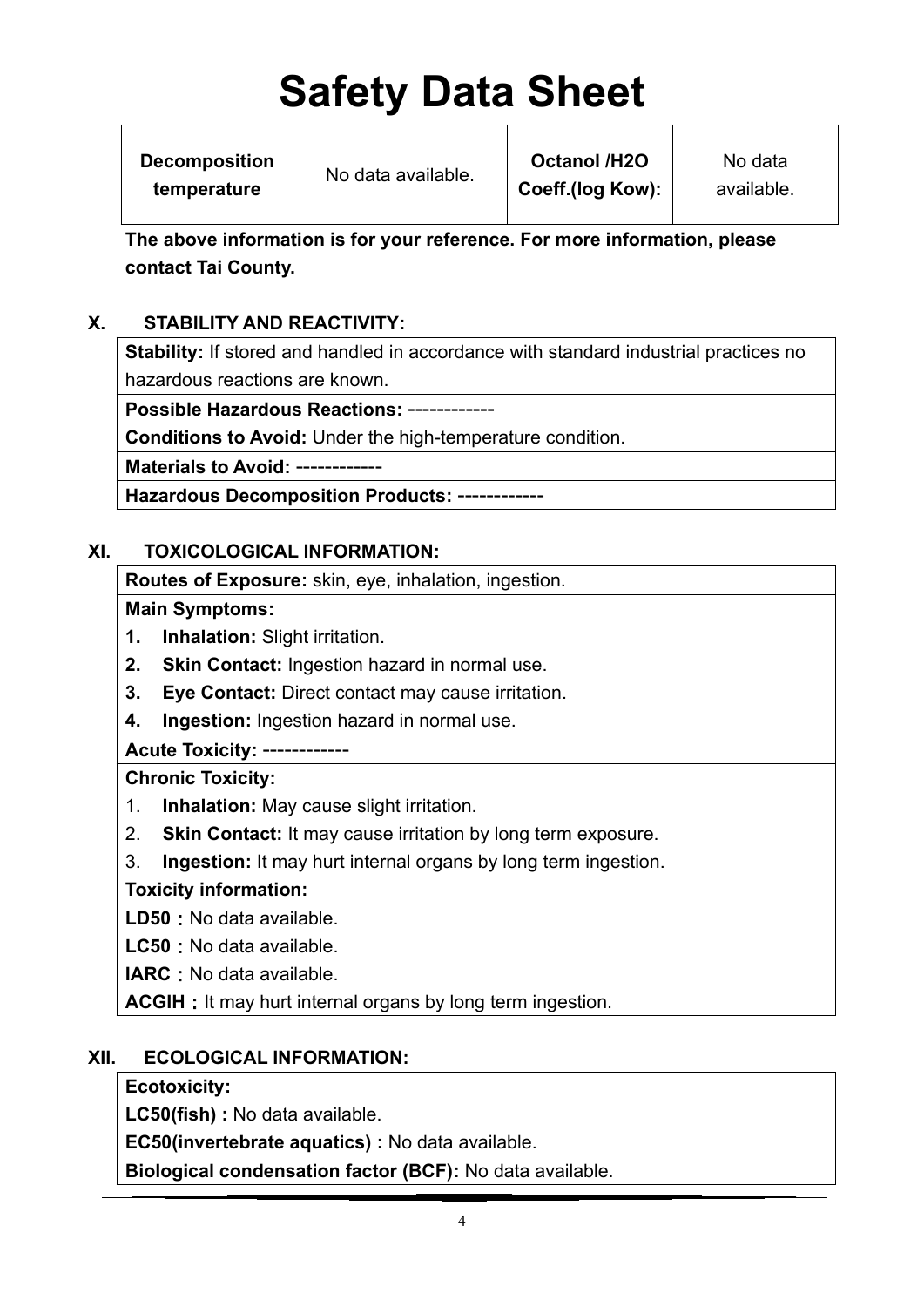# Safety Data Sheet

| Decomposition temperature | No data available. | Octanol /H2O Coeff.(log Kow): | No data available. |
|---|---|---|---|

**The above information is for your reference. For more information, please contact Tai County.**

## X. STABILITY AND REACTIVITY:

**Stability:** If stored and handled in accordance with standard industrial practices no hazardous reactions are known.

**Possible Hazardous Reactions:** ------------

**Conditions to Avoid:** Under the high-temperature condition.

**Materials to Avoid:** ------------

**Hazardous Decomposition Products:** ------------

## XI. TOXICOLOGICAL INFORMATION:

**Routes of Exposure:** skin, eye, inhalation, ingestion.

**Main Symptoms:**

1. **Inhalation:** Slight irritation.
2. **Skin Contact:** Ingestion hazard in normal use.
3. **Eye Contact:** Direct contact may cause irritation.
4. **Ingestion:** Ingestion hazard in normal use.

**Acute Toxicity:** ------------

**Chronic Toxicity:**

1. **Inhalation:** May cause slight irritation.
2. **Skin Contact:** It may cause irritation by long term exposure.
3. **Ingestion:** It may hurt internal organs by long term ingestion.

**Toxicity information:**

**LD50**：No data available.

**LC50**：No data available.

**IARC**：No data available.

**ACGIH**：It may hurt internal organs by long term ingestion.

## XII. ECOLOGICAL INFORMATION:

**Ecotoxicity:**

**LC50(fish) :** No data available.

**EC50(invertebrate aquatics) :** No data available.

**Biological condensation factor (BCF):** No data available.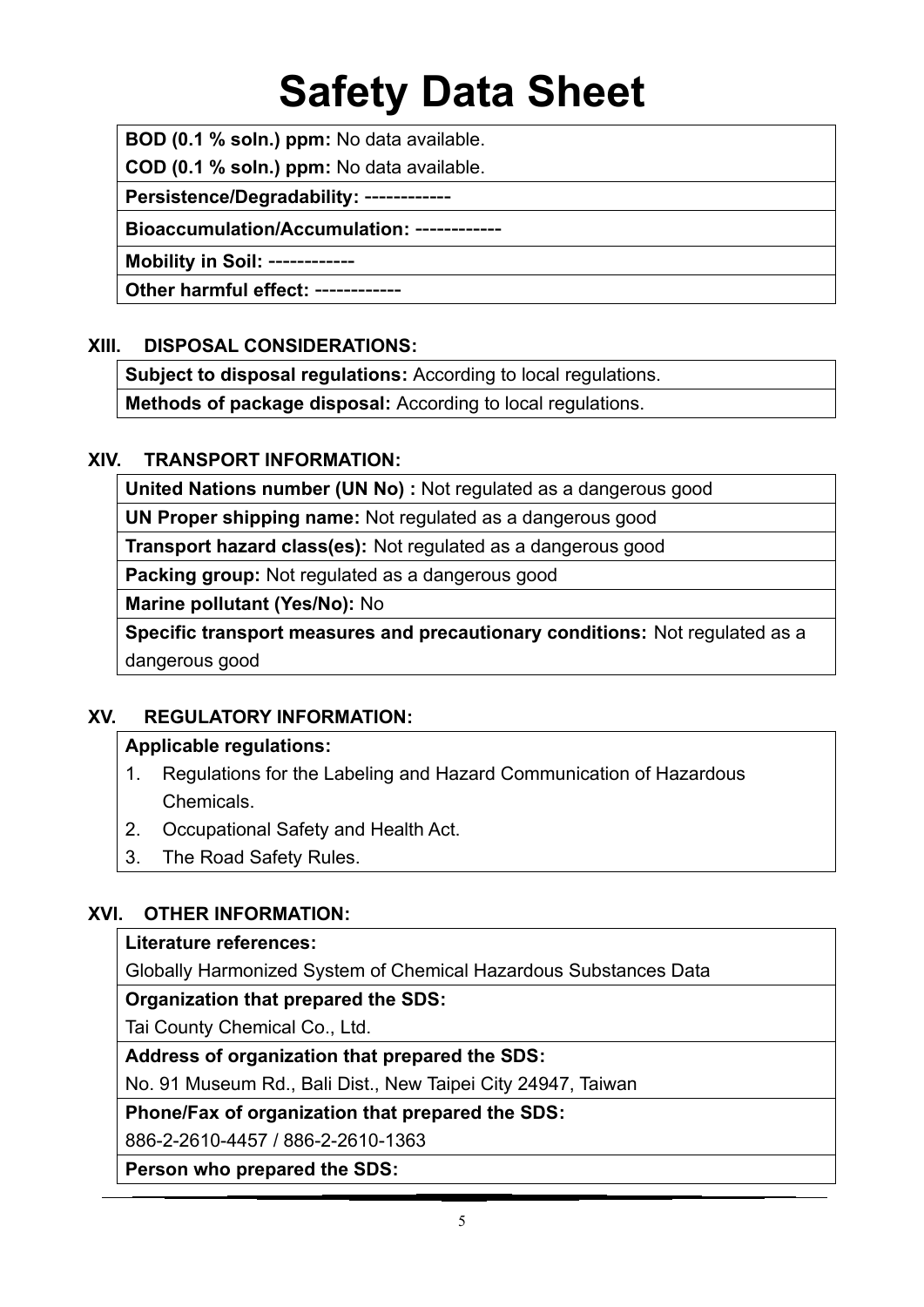# Safety Data Sheet

**BOD (0.1 % soln.) ppm:** No data available.

**COD (0.1 % soln.) ppm:** No data available.

**Persistence/Degradability:** ------------

**Bioaccumulation/Accumulation:** ------------

**Mobility in Soil:** ------------

**Other harmful effect:** ------------

## XIII. DISPOSAL CONSIDERATIONS:

**Subject to disposal regulations:** According to local regulations.

**Methods of package disposal:** According to local regulations.

## XIV. TRANSPORT INFORMATION:

**United Nations number (UN No) :** Not regulated as a dangerous good

**UN Proper shipping name:** Not regulated as a dangerous good

**Transport hazard class(es):** Not regulated as a dangerous good

**Packing group:** Not regulated as a dangerous good

**Marine pollutant (Yes/No):** No

**Specific transport measures and precautionary conditions:** Not regulated as a dangerous good

## XV. REGULATORY INFORMATION:

**Applicable regulations:**

1. Regulations for the Labeling and Hazard Communication of Hazardous Chemicals.
2. Occupational Safety and Health Act.
3. The Road Safety Rules.

## XVI. OTHER INFORMATION:

**Literature references:**

Globally Harmonized System of Chemical Hazardous Substances Data

**Organization that prepared the SDS:**

Tai County Chemical Co., Ltd.

**Address of organization that prepared the SDS:**

No. 91 Museum Rd., Bali Dist., New Taipei City 24947, Taiwan

**Phone/Fax of organization that prepared the SDS:**

886-2-2610-4457 / 886-2-2610-1363

**Person who prepared the SDS:**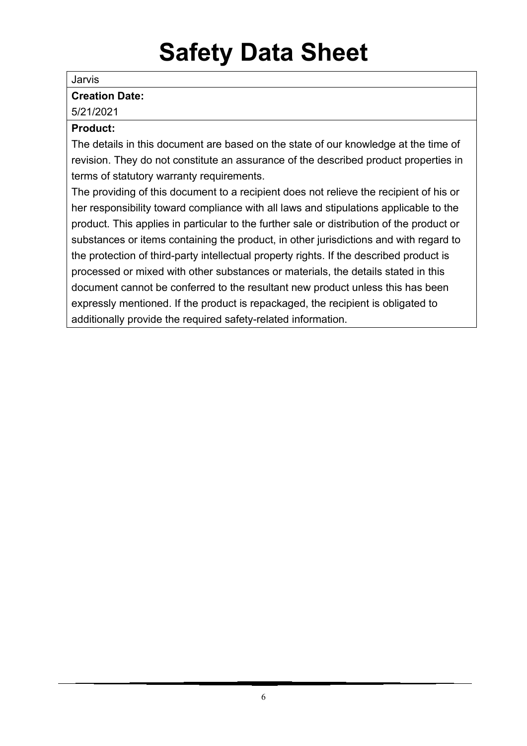# Safety Data Sheet

Jarvis

**Creation Date:**

5/21/2021

**Product:**

The details in this document are based on the state of our knowledge at the time of revision. They do not constitute an assurance of the described product properties in terms of statutory warranty requirements.

The providing of this document to a recipient does not relieve the recipient of his or her responsibility toward compliance with all laws and stipulations applicable to the product. This applies in particular to the further sale or distribution of the product or substances or items containing the product, in other jurisdictions and with regard to the protection of third-party intellectual property rights. If the described product is processed or mixed with other substances or materials, the details stated in this document cannot be conferred to the resultant new product unless this has been expressly mentioned. If the product is repackaged, the recipient is obligated to additionally provide the required safety-related information.